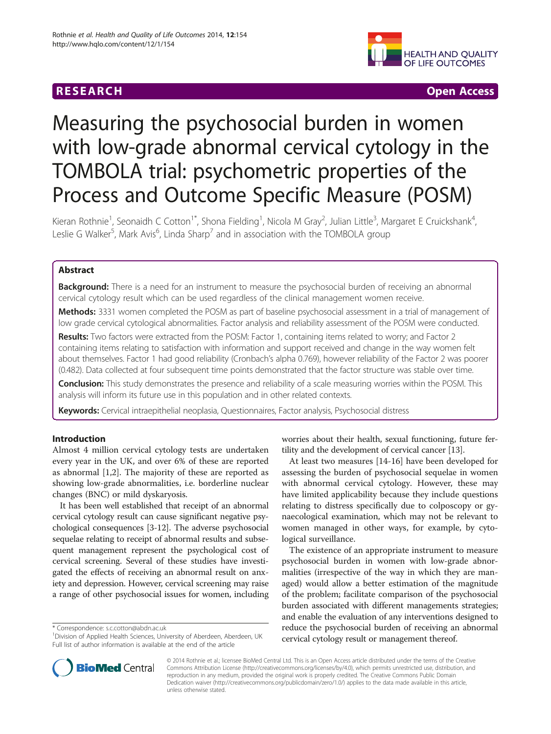RESEARCH Open Access

# Measuring the psychosocial burden in women with low-grade abnormal cervical cytology in the TOMBOLA trial: psychometric properties of the Process and Outcome Specific Measure (POSM)

Kieran Rothnie[1], Seonaidh C Cotton[1*], Shona Fielding[1], Nicola M Gray[2], Julian Little[3], Margaret E Cruickshank[4], Leslie G Walker[5], Mark Avis[6], Linda Sharp[7] and in association with the TOMBOLA group

## Abstract

**Background:** There is a need for an instrument to measure the psychosocial burden of receiving an abnormal cervical cytology result which can be used regardless of the clinical management women receive.

**Methods:** 3331 women completed the POSM as part of baseline psychosocial assessment in a trial of management of low grade cervical cytological abnormalities. Factor analysis and reliability assessment of the POSM were conducted.

**Results:** Two factors were extracted from the POSM: Factor 1, containing items related to worry; and Factor 2 containing items relating to satisfaction with information and support received and change in the way women felt about themselves. Factor 1 had good reliability (Cronbach's alpha 0.769), however reliability of the Factor 2 was poorer (0.482). Data collected at four subsequent time points demonstrated that the factor structure was stable over time.

**Conclusion:** This study demonstrates the presence and reliability of a scale measuring worries within the POSM. This analysis will inform its future use in this population and in other related contexts.

**Keywords:** Cervical intraepithelial neoplasia, Questionnaires, Factor analysis, Psychosocial distress

## Introduction

Almost 4 million cervical cytology tests are undertaken every year in the UK, and over 6% of these are reported as abnormal [1,2]. The majority of these are reported as showing low-grade abnormalities, i.e. borderline nuclear changes (BNC) or mild dyskaryosis.

It has been well established that receipt of an abnormal cervical cytology result can cause significant negative psychological consequences [3-12]. The adverse psychosocial sequelae relating to receipt of abnormal results and subsequent management represent the psychological cost of cervical screening. Several of these studies have investigated the effects of receiving an abnormal result on anxiety and depression. However, cervical screening may raise a range of other psychosocial issues for women, including worries about their health, sexual functioning, future fertility and the development of cervical cancer [13].

At least two measures [14-16] have been developed for assessing the burden of psychosocial sequelae in women with abnormal cervical cytology. However, these may have limited applicability because they include questions relating to distress specifically due to colposcopy or gynaecological examination, which may not be relevant to women managed in other ways, for example, by cytological surveillance.

The existence of an appropriate instrument to measure psychosocial burden in women with low-grade abnormalities (irrespective of the way in which they are managed) would allow a better estimation of the magnitude of the problem; facilitate comparison of the psychosocial burden associated with different managements strategies; and enable the evaluation of any interventions designed to reduce the psychosocial burden of receiving an abnormal cervical cytology result or management thereof.

\* Correspondence: s.c.cotton@abdn.ac.uk
[1]Division of Applied Health Sciences, University of Aberdeen, Aberdeen, UK
Full list of author information is available at the end of the article

© 2014 Rothnie et al.; licensee BioMed Central Ltd. This is an Open Access article distributed under the terms of the Creative Commons Attribution License (http://creativecommons.org/licenses/by/4.0), which permits unrestricted use, distribution, and reproduction in any medium, provided the original work is properly credited. The Creative Commons Public Domain Dedication waiver (http://creativecommons.org/publicdomain/zero/1.0/) applies to the data made available in this article, unless otherwise stated.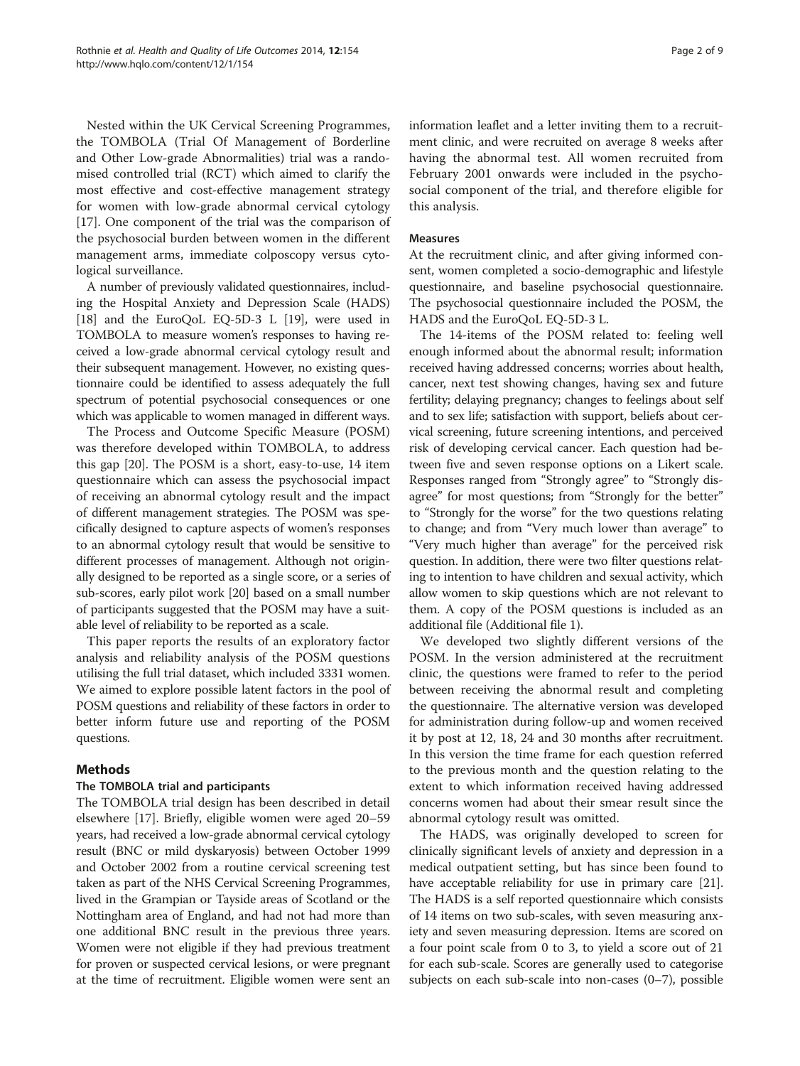Nested within the UK Cervical Screening Programmes, the TOMBOLA (Trial Of Management of Borderline and Other Low-grade Abnormalities) trial was a randomised controlled trial (RCT) which aimed to clarify the most effective and cost-effective management strategy for women with low-grade abnormal cervical cytology [17]. One component of the trial was the comparison of the psychosocial burden between women in the different management arms, immediate colposcopy versus cytological surveillance.

A number of previously validated questionnaires, including the Hospital Anxiety and Depression Scale (HADS) [18] and the EuroQoL EQ-5D-3 L [19], were used in TOMBOLA to measure women's responses to having received a low-grade abnormal cervical cytology result and their subsequent management. However, no existing questionnaire could be identified to assess adequately the full spectrum of potential psychosocial consequences or one which was applicable to women managed in different ways.

The Process and Outcome Specific Measure (POSM) was therefore developed within TOMBOLA, to address this gap [20]. The POSM is a short, easy-to-use, 14 item questionnaire which can assess the psychosocial impact of receiving an abnormal cytology result and the impact of different management strategies. The POSM was specifically designed to capture aspects of women's responses to an abnormal cytology result that would be sensitive to different processes of management. Although not originally designed to be reported as a single score, or a series of sub-scores, early pilot work [20] based on a small number of participants suggested that the POSM may have a suitable level of reliability to be reported as a scale.

This paper reports the results of an exploratory factor analysis and reliability analysis of the POSM questions utilising the full trial dataset, which included 3331 women. We aimed to explore possible latent factors in the pool of POSM questions and reliability of these factors in order to better inform future use and reporting of the POSM questions.

## Methods

### The TOMBOLA trial and participants

The TOMBOLA trial design has been described in detail elsewhere [17]. Briefly, eligible women were aged 20–59 years, had received a low-grade abnormal cervical cytology result (BNC or mild dyskaryosis) between October 1999 and October 2002 from a routine cervical screening test taken as part of the NHS Cervical Screening Programmes, lived in the Grampian or Tayside areas of Scotland or the Nottingham area of England, and had not had more than one additional BNC result in the previous three years. Women were not eligible if they had previous treatment for proven or suspected cervical lesions, or were pregnant at the time of recruitment. Eligible women were sent an information leaflet and a letter inviting them to a recruitment clinic, and were recruited on average 8 weeks after having the abnormal test. All women recruited from February 2001 onwards were included in the psychosocial component of the trial, and therefore eligible for this analysis.

### Measures

At the recruitment clinic, and after giving informed consent, women completed a socio-demographic and lifestyle questionnaire, and baseline psychosocial questionnaire. The psychosocial questionnaire included the POSM, the HADS and the EuroQoL EQ-5D-3 L.

The 14-items of the POSM related to: feeling well enough informed about the abnormal result; information received having addressed concerns; worries about health, cancer, next test showing changes, having sex and future fertility; delaying pregnancy; changes to feelings about self and to sex life; satisfaction with support, beliefs about cervical screening, future screening intentions, and perceived risk of developing cervical cancer. Each question had between five and seven response options on a Likert scale. Responses ranged from "Strongly agree" to "Strongly disagree" for most questions; from "Strongly for the better" to "Strongly for the worse" for the two questions relating to change; and from "Very much lower than average" to "Very much higher than average" for the perceived risk question. In addition, there were two filter questions relating to intention to have children and sexual activity, which allow women to skip questions which are not relevant to them. A copy of the POSM questions is included as an additional file (Additional file 1).

We developed two slightly different versions of the POSM. In the version administered at the recruitment clinic, the questions were framed to refer to the period between receiving the abnormal result and completing the questionnaire. The alternative version was developed for administration during follow-up and women received it by post at 12, 18, 24 and 30 months after recruitment. In this version the time frame for each question referred to the previous month and the question relating to the extent to which information received having addressed concerns women had about their smear result since the abnormal cytology result was omitted.

The HADS, was originally developed to screen for clinically significant levels of anxiety and depression in a medical outpatient setting, but has since been found to have acceptable reliability for use in primary care [21]. The HADS is a self reported questionnaire which consists of 14 items on two sub-scales, with seven measuring anxiety and seven measuring depression. Items are scored on a four point scale from 0 to 3, to yield a score out of 21 for each sub-scale. Scores are generally used to categorise subjects on each sub-scale into non-cases (0–7), possible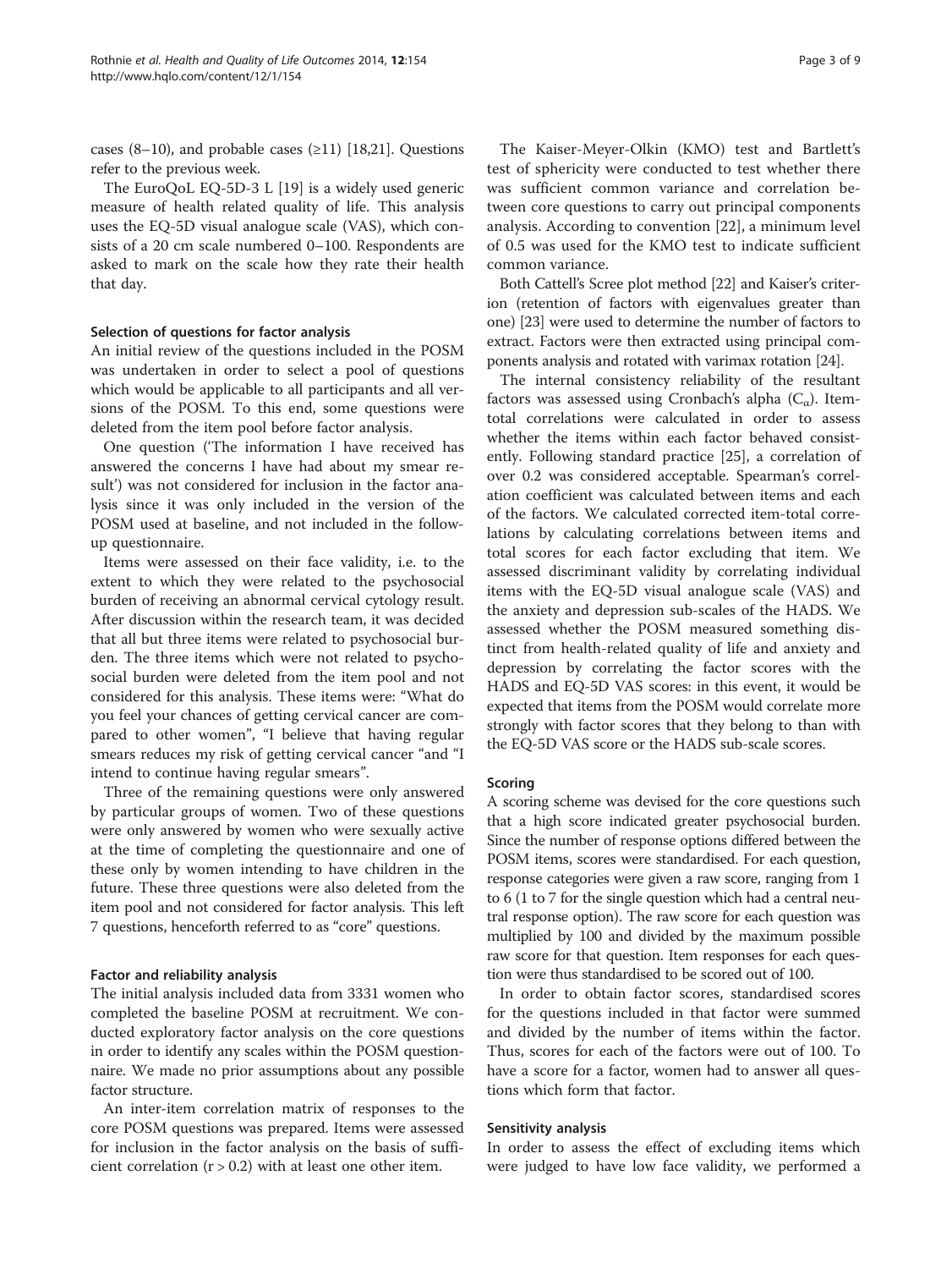cases (8–10), and probable cases (≥11) [18,21]. Questions refer to the previous week.

The EuroQoL EQ-5D-3 L [19] is a widely used generic measure of health related quality of life. This analysis uses the EQ-5D visual analogue scale (VAS), which consists of a 20 cm scale numbered 0–100. Respondents are asked to mark on the scale how they rate their health that day.

### Selection of questions for factor analysis

An initial review of the questions included in the POSM was undertaken in order to select a pool of questions which would be applicable to all participants and all versions of the POSM. To this end, some questions were deleted from the item pool before factor analysis.

One question ('The information I have received has answered the concerns I have had about my smear result') was not considered for inclusion in the factor analysis since it was only included in the version of the POSM used at baseline, and not included in the follow-up questionnaire.

Items were assessed on their face validity, i.e. to the extent to which they were related to the psychosocial burden of receiving an abnormal cervical cytology result. After discussion within the research team, it was decided that all but three items were related to psychosocial burden. The three items which were not related to psychosocial burden were deleted from the item pool and not considered for this analysis. These items were: "What do you feel your chances of getting cervical cancer are compared to other women", "I believe that having regular smears reduces my risk of getting cervical cancer "and "I intend to continue having regular smears".

Three of the remaining questions were only answered by particular groups of women. Two of these questions were only answered by women who were sexually active at the time of completing the questionnaire and one of these only by women intending to have children in the future. These three questions were also deleted from the item pool and not considered for factor analysis. This left 7 questions, henceforth referred to as "core" questions.

### Factor and reliability analysis

The initial analysis included data from 3331 women who completed the baseline POSM at recruitment. We conducted exploratory factor analysis on the core questions in order to identify any scales within the POSM questionnaire. We made no prior assumptions about any possible factor structure.

An inter-item correlation matrix of responses to the core POSM questions was prepared. Items were assessed for inclusion in the factor analysis on the basis of sufficient correlation ($r > 0.2$) with at least one other item.

The Kaiser-Meyer-Olkin (KMO) test and Bartlett's test of sphericity were conducted to test whether there was sufficient common variance and correlation between core questions to carry out principal components analysis. According to convention [22], a minimum level of 0.5 was used for the KMO test to indicate sufficient common variance.

Both Cattell's Scree plot method [22] and Kaiser's criterion (retention of factors with eigenvalues greater than one) [23] were used to determine the number of factors to extract. Factors were then extracted using principal components analysis and rotated with varimax rotation [24].

The internal consistency reliability of the resultant factors was assessed using Cronbach's alpha ($C_\alpha$). Item-total correlations were calculated in order to assess whether the items within each factor behaved consistently. Following standard practice [25], a correlation of over 0.2 was considered acceptable. Spearman's correlation coefficient was calculated between items and each of the factors. We calculated corrected item-total correlations by calculating correlations between items and total scores for each factor excluding that item. We assessed discriminant validity by correlating individual items with the EQ-5D visual analogue scale (VAS) and the anxiety and depression sub-scales of the HADS. We assessed whether the POSM measured something distinct from health-related quality of life and anxiety and depression by correlating the factor scores with the HADS and EQ-5D VAS scores: in this event, it would be expected that items from the POSM would correlate more strongly with factor scores that they belong to than with the EQ-5D VAS score or the HADS sub-scale scores.

### Scoring

A scoring scheme was devised for the core questions such that a high score indicated greater psychosocial burden. Since the number of response options differed between the POSM items, scores were standardised. For each question, response categories were given a raw score, ranging from 1 to 6 (1 to 7 for the single question which had a central neutral response option). The raw score for each question was multiplied by 100 and divided by the maximum possible raw score for that question. Item responses for each question were thus standardised to be scored out of 100.

In order to obtain factor scores, standardised scores for the questions included in that factor were summed and divided by the number of items within the factor. Thus, scores for each of the factors were out of 100. To have a score for a factor, women had to answer all questions which form that factor.

### Sensitivity analysis

In order to assess the effect of excluding items which were judged to have low face validity, we performed a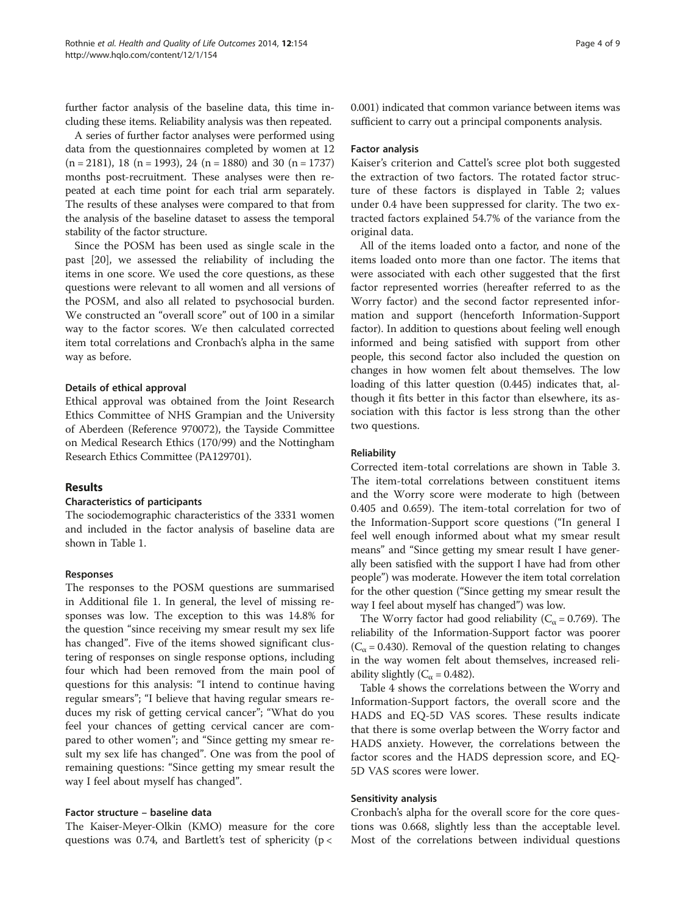further factor analysis of the baseline data, this time including these items. Reliability analysis was then repeated.

A series of further factor analyses were performed using data from the questionnaires completed by women at 12 (n = 2181), 18 (n = 1993), 24 (n = 1880) and 30 (n = 1737) months post-recruitment. These analyses were then repeated at each time point for each trial arm separately. The results of these analyses were compared to that from the analysis of the baseline dataset to assess the temporal stability of the factor structure.

Since the POSM has been used as single scale in the past [20], we assessed the reliability of including the items in one score. We used the core questions, as these questions were relevant to all women and all versions of the POSM, and also all related to psychosocial burden. We constructed an "overall score" out of 100 in a similar way to the factor scores. We then calculated corrected item total correlations and Cronbach's alpha in the same way as before.

### Details of ethical approval

Ethical approval was obtained from the Joint Research Ethics Committee of NHS Grampian and the University of Aberdeen (Reference 970072), the Tayside Committee on Medical Research Ethics (170/99) and the Nottingham Research Ethics Committee (PA129701).

## Results

### Characteristics of participants

The sociodemographic characteristics of the 3331 women and included in the factor analysis of baseline data are shown in Table 1.

### Responses

The responses to the POSM questions are summarised in Additional file 1. In general, the level of missing responses was low. The exception to this was 14.8% for the question "since receiving my smear result my sex life has changed". Five of the items showed significant clustering of responses on single response options, including four which had been removed from the main pool of questions for this analysis: "I intend to continue having regular smears"; "I believe that having regular smears reduces my risk of getting cervical cancer"; "What do you feel your chances of getting cervical cancer are compared to other women"; and "Since getting my smear result my sex life has changed". One was from the pool of remaining questions: "Since getting my smear result the way I feel about myself has changed".

### Factor structure – baseline data

The Kaiser-Meyer-Olkin (KMO) measure for the core questions was 0.74, and Bartlett's test of sphericity ($p < 0.001$) indicated that common variance between items was sufficient to carry out a principal components analysis.

### Factor analysis

Kaiser's criterion and Cattel's scree plot both suggested the extraction of two factors. The rotated factor structure of these factors is displayed in Table 2; values under 0.4 have been suppressed for clarity. The two extracted factors explained 54.7% of the variance from the original data.

All of the items loaded onto a factor, and none of the items loaded onto more than one factor. The items that were associated with each other suggested that the first factor represented worries (hereafter referred to as the Worry factor) and the second factor represented information and support (henceforth Information-Support factor). In addition to questions about feeling well enough informed and being satisfied with support from other people, this second factor also included the question on changes in how women felt about themselves. The low loading of this latter question (0.445) indicates that, although it fits better in this factor than elsewhere, its association with this factor is less strong than the other two questions.

### Reliability

Corrected item-total correlations are shown in Table 3. The item-total correlations between constituent items and the Worry score were moderate to high (between 0.405 and 0.659). The item-total correlation for two of the Information-Support score questions ("In general I feel well enough informed about what my smear result means" and "Since getting my smear result I have generally been satisfied with the support I have had from other people") was moderate. However the item total correlation for the other question ("Since getting my smear result the way I feel about myself has changed") was low.

The Worry factor had good reliability ($C_\alpha = 0.769$). The reliability of the Information-Support factor was poorer ($C_\alpha = 0.430$). Removal of the question relating to changes in the way women felt about themselves, increased reliability slightly ($C_\alpha = 0.482$).

Table 4 shows the correlations between the Worry and Information-Support factors, the overall score and the HADS and EQ-5D VAS scores. These results indicate that there is some overlap between the Worry factor and HADS anxiety. However, the correlations between the factor scores and the HADS depression score, and EQ-5D VAS scores were lower.

### Sensitivity analysis

Cronbach's alpha for the overall score for the core questions was 0.668, slightly less than the acceptable level. Most of the correlations between individual questions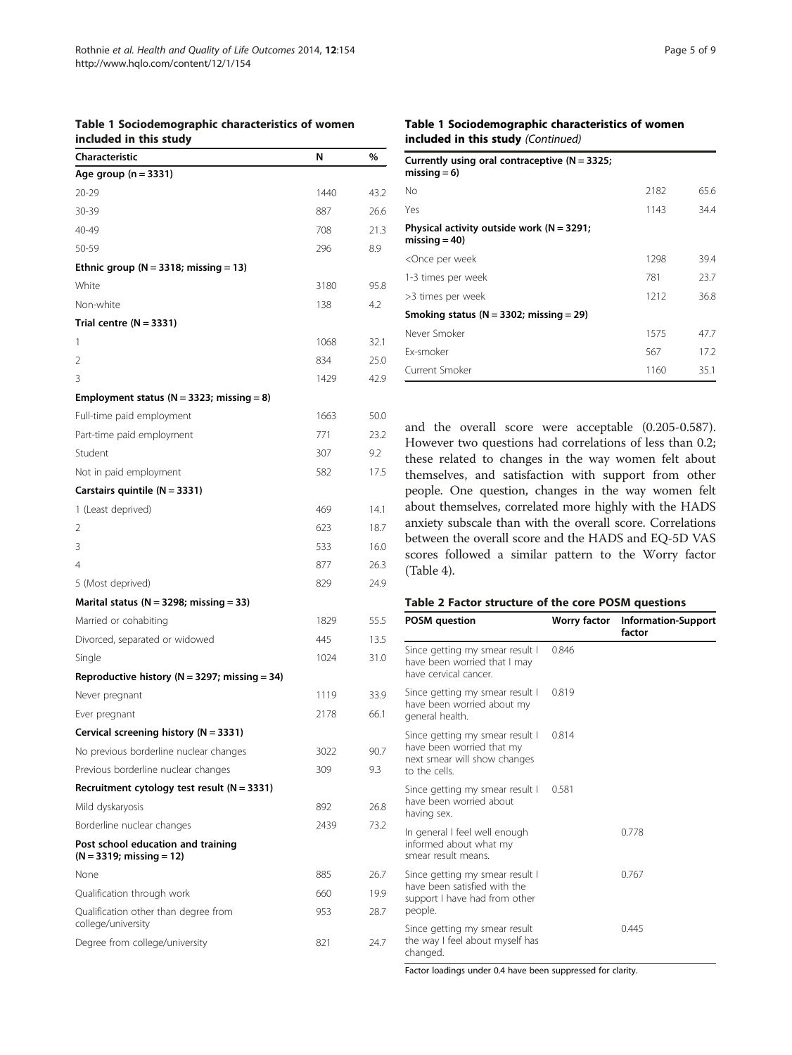**Table 1 Sociodemographic characteristics of women included in this study**

| Characteristic | N | % |
|---|---|---|
| **Age group (n = 3331)** | | |
| 20-29 | 1440 | 43.2 |
| 30-39 | 887 | 26.6 |
| 40-49 | 708 | 21.3 |
| 50-59 | 296 | 8.9 |
| **Ethnic group (N = 3318; missing = 13)** | | |
| White | 3180 | 95.8 |
| Non-white | 138 | 4.2 |
| **Trial centre (N = 3331)** | | |
| 1 | 1068 | 32.1 |
| 2 | 834 | 25.0 |
| 3 | 1429 | 42.9 |
| **Employment status (N = 3323; missing = 8)** | | |
| Full-time paid employment | 1663 | 50.0 |
| Part-time paid employment | 771 | 23.2 |
| Student | 307 | 9.2 |
| Not in paid employment | 582 | 17.5 |
| **Carstairs quintile (N = 3331)** | | |
| 1 (Least deprived) | 469 | 14.1 |
| 2 | 623 | 18.7 |
| 3 | 533 | 16.0 |
| 4 | 877 | 26.3 |
| 5 (Most deprived) | 829 | 24.9 |
| **Marital status (N = 3298; missing = 33)** | | |
| Married or cohabiting | 1829 | 55.5 |
| Divorced, separated or widowed | 445 | 13.5 |
| Single | 1024 | 31.0 |
| **Reproductive history (N = 3297; missing = 34)** | | |
| Never pregnant | 1119 | 33.9 |
| Ever pregnant | 2178 | 66.1 |
| **Cervical screening history (N = 3331)** | | |
| No previous borderline nuclear changes | 3022 | 90.7 |
| Previous borderline nuclear changes | 309 | 9.3 |
| **Recruitment cytology test result (N = 3331)** | | |
| Mild dyskaryosis | 892 | 26.8 |
| Borderline nuclear changes | 2439 | 73.2 |
| **Post school education and training (N = 3319; missing = 12)** | | |
| None | 885 | 26.7 |
| Qualification through work | 660 | 19.9 |
| Qualification other than degree from college/university | 953 | 28.7 |
| Degree from college/university | 821 | 24.7 |
| **Currently using oral contraceptive (N = 3325; missing = 6)** | | |
| No | 2182 | 65.6 |
| Yes | 1143 | 34.4 |
| **Physical activity outside work (N = 3291; missing = 40)** | | |
| <Once per week | 1298 | 39.4 |
| 1-3 times per week | 781 | 23.7 |
| >3 times per week | 1212 | 36.8 |
| **Smoking status (N = 3302; missing = 29)** | | |
| Never Smoker | 1575 | 47.7 |
| Ex-smoker | 567 | 17.2 |
| Current Smoker | 1160 | 35.1 |

and the overall score were acceptable (0.205-0.587). However two questions had correlations of less than 0.2; these related to changes in the way women felt about themselves, and satisfaction with support from other people. One question, changes in the way women felt about themselves, correlated more highly with the HADS anxiety subscale than with the overall score. Correlations between the overall score and the HADS and EQ-5D VAS scores followed a similar pattern to the Worry factor (Table 4).

**Table 2 Factor structure of the core POSM questions**

| POSM question | Worry factor | Information-Support factor |
|---|---|---|
| Since getting my smear result I have been worried that I may have cervical cancer. | 0.846 | |
| Since getting my smear result I have been worried about my general health. | 0.819 | |
| Since getting my smear result I have been worried that my next smear will show changes to the cells. | 0.814 | |
| Since getting my smear result I have been worried about having sex. | 0.581 | |
| In general I feel well enough informed about what my smear result means. | | 0.778 |
| Since getting my smear result I have been satisfied with the support I have had from other people. | | 0.767 |
| Since getting my smear result the way I feel about myself has changed. | | 0.445 |

Factor loadings under 0.4 have been suppressed for clarity.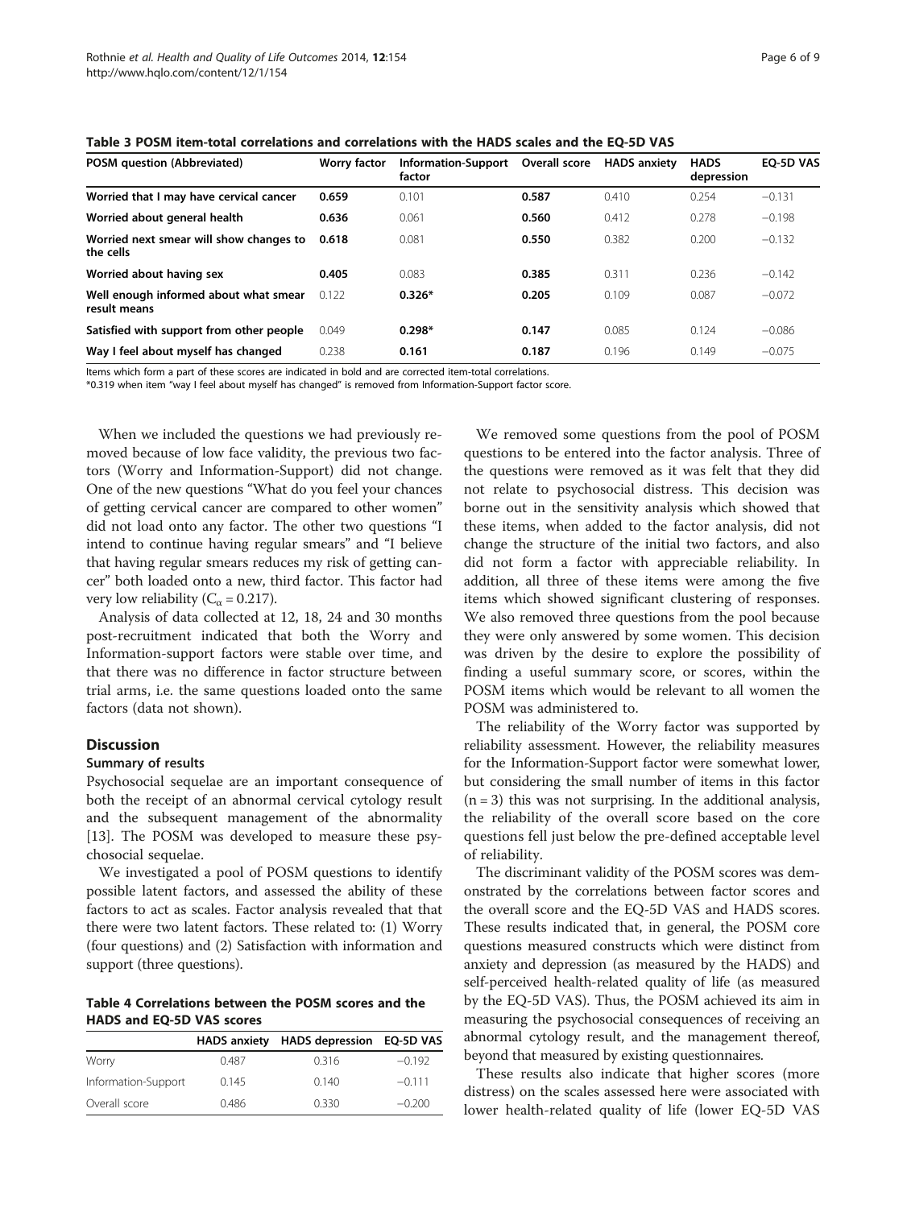**Table 3 POSM item-total correlations and correlations with the HADS scales and the EQ-5D VAS**

| POSM question (Abbreviated) | Worry factor | Information-Support factor | Overall score | HADS anxiety | HADS depression | EQ-5D VAS |
|---|---|---|---|---|---|---|
| Worried that I may have cervical cancer | **0.659** | 0.101 | **0.587** | 0.410 | 0.254 | −0.131 |
| Worried about general health | **0.636** | 0.061 | **0.560** | 0.412 | 0.278 | −0.198 |
| Worried next smear will show changes to the cells | **0.618** | 0.081 | **0.550** | 0.382 | 0.200 | −0.132 |
| Worried about having sex | **0.405** | 0.083 | **0.385** | 0.311 | 0.236 | −0.142 |
| Well enough informed about what smear result means | 0.122 | **0.326*** | **0.205** | 0.109 | 0.087 | −0.072 |
| Satisfied with support from other people | 0.049 | **0.298*** | **0.147** | 0.085 | 0.124 | −0.086 |
| Way I feel about myself has changed | 0.238 | **0.161** | **0.187** | 0.196 | 0.149 | −0.075 |

Items which form a part of these scores are indicated in bold and are corrected item-total correlations.
*0.319 when item "way I feel about myself has changed" is removed from Information-Support factor score.

When we included the questions we had previously removed because of low face validity, the previous two factors (Worry and Information-Support) did not change. One of the new questions "What do you feel your chances of getting cervical cancer are compared to other women" did not load onto any factor. The other two questions "I intend to continue having regular smears" and "I believe that having regular smears reduces my risk of getting cancer" both loaded onto a new, third factor. This factor had very low reliability ($C_\alpha = 0.217$).

Analysis of data collected at 12, 18, 24 and 30 months post-recruitment indicated that both the Worry and Information-support factors were stable over time, and that there was no difference in factor structure between trial arms, i.e. the same questions loaded onto the same factors (data not shown).

## Discussion

### Summary of results

Psychosocial sequelae are an important consequence of both the receipt of an abnormal cervical cytology result and the subsequent management of the abnormality [13]. The POSM was developed to measure these psychosocial sequelae.

We investigated a pool of POSM questions to identify possible latent factors, and assessed the ability of these factors to act as scales. Factor analysis revealed that there were two latent factors. These related to: (1) Worry (four questions) and (2) Satisfaction with information and support (three questions).

**Table 4 Correlations between the POSM scores and the HADS and EQ-5D VAS scores**

| | HADS anxiety | HADS depression | EQ-5D VAS |
|---|---|---|---|
| Worry | 0.487 | 0.316 | −0.192 |
| Information-Support | 0.145 | 0.140 | −0.111 |
| Overall score | 0.486 | 0.330 | −0.200 |

We removed some questions from the pool of POSM questions to be entered into the factor analysis. Three of the questions were removed as it was felt that they did not relate to psychosocial distress. This decision was borne out in the sensitivity analysis which showed that these items, when added to the factor analysis, did not change the structure of the initial two factors, and also did not form a factor with appreciable reliability. In addition, all three of these items were among the five items which showed significant clustering of responses. We also removed three questions from the pool because they were only answered by some women. This decision was driven by the desire to explore the possibility of finding a useful summary score, or scores, within the POSM items which would be relevant to all women the POSM was administered to.

The reliability of the Worry factor was supported by reliability assessment. However, the reliability measures for the Information-Support factor were somewhat lower, but considering the small number of items in this factor (n = 3) this was not surprising. In the additional analysis, the reliability of the overall score based on the core questions fell just below the pre-defined acceptable level of reliability.

The discriminant validity of the POSM scores was demonstrated by the correlations between factor scores and the overall score and the EQ-5D VAS and HADS scores. These results indicated that, in general, the POSM core questions measured constructs which were distinct from anxiety and depression (as measured by the HADS) and self-perceived health-related quality of life (as measured by the EQ-5D VAS). Thus, the POSM achieved its aim in measuring the psychosocial consequences of receiving an abnormal cytology result, and the management thereof, beyond that measured by existing questionnaires.

These results also indicate that higher scores (more distress) on the scales assessed here were associated with lower health-related quality of life (lower EQ-5D VAS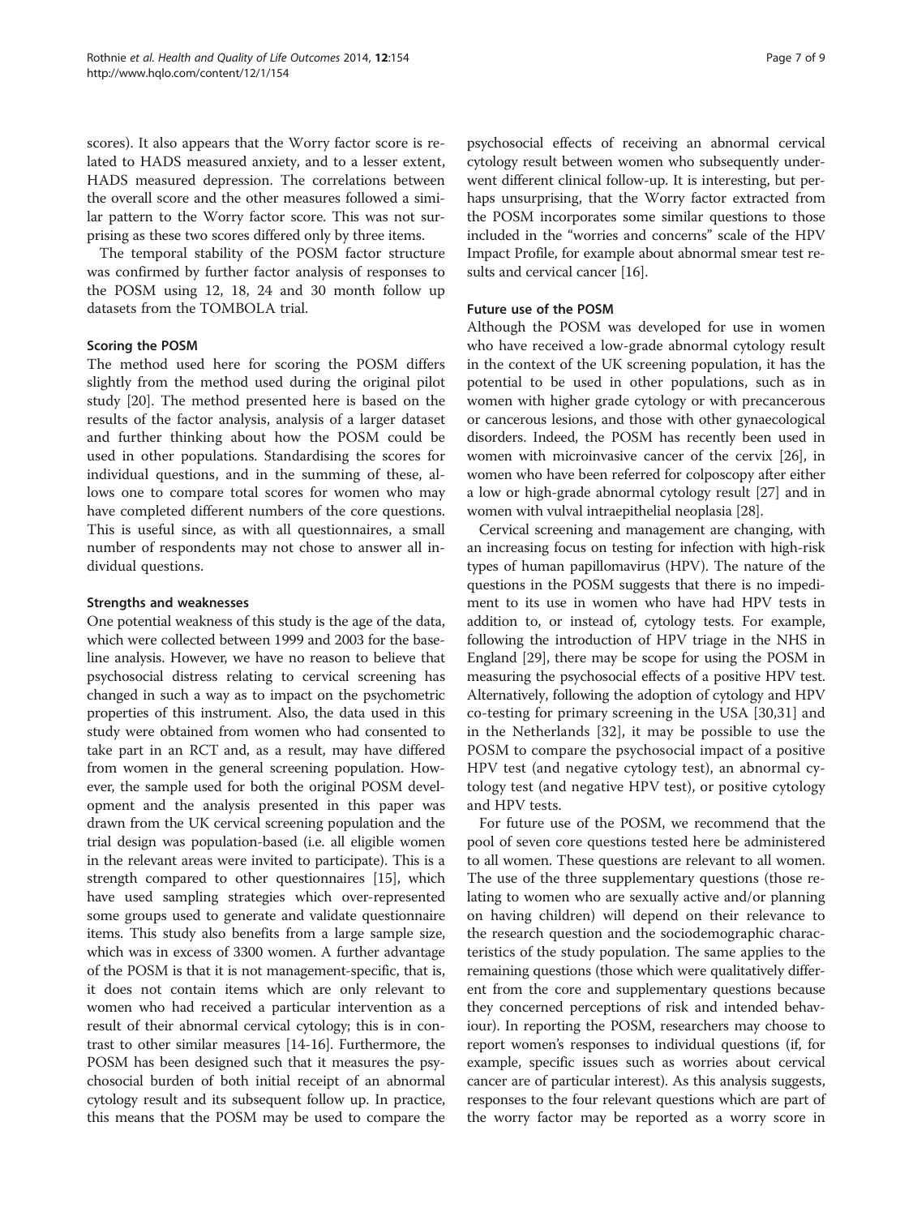scores). It also appears that the Worry factor score is related to HADS measured anxiety, and to a lesser extent, HADS measured depression. The correlations between the overall score and the other measures followed a similar pattern to the Worry factor score. This was not surprising as these two scores differed only by three items.

The temporal stability of the POSM factor structure was confirmed by further factor analysis of responses to the POSM using 12, 18, 24 and 30 month follow up datasets from the TOMBOLA trial.

### Scoring the POSM

The method used here for scoring the POSM differs slightly from the method used during the original pilot study [20]. The method presented here is based on the results of the factor analysis, analysis of a larger dataset and further thinking about how the POSM could be used in other populations. Standardising the scores for individual questions, and in the summing of these, allows one to compare total scores for women who may have completed different numbers of the core questions. This is useful since, as with all questionnaires, a small number of respondents may not chose to answer all individual questions.

### Strengths and weaknesses

One potential weakness of this study is the age of the data, which were collected between 1999 and 2003 for the baseline analysis. However, we have no reason to believe that psychosocial distress relating to cervical screening has changed in such a way as to impact on the psychometric properties of this instrument. Also, the data used in this study were obtained from women who had consented to take part in an RCT and, as a result, may have differed from women in the general screening population. However, the sample used for both the original POSM development and the analysis presented in this paper was drawn from the UK cervical screening population and the trial design was population-based (i.e. all eligible women in the relevant areas were invited to participate). This is a strength compared to other questionnaires [15], which have used sampling strategies which over-represented some groups used to generate and validate questionnaire items. This study also benefits from a large sample size, which was in excess of 3300 women. A further advantage of the POSM is that it is not management-specific, that is, it does not contain items which are only relevant to women who had received a particular intervention as a result of their abnormal cervical cytology; this is in contrast to other similar measures [14-16]. Furthermore, the POSM has been designed such that it measures the psychosocial burden of both initial receipt of an abnormal cytology result and its subsequent follow up. In practice, this means that the POSM may be used to compare the psychosocial effects of receiving an abnormal cervical cytology result between women who subsequently underwent different clinical follow-up. It is interesting, but perhaps unsurprising, that the Worry factor extracted from the POSM incorporates some similar questions to those included in the "worries and concerns" scale of the HPV Impact Profile, for example about abnormal smear test results and cervical cancer [16].

### Future use of the POSM

Although the POSM was developed for use in women who have received a low-grade abnormal cytology result in the context of the UK screening population, it has the potential to be used in other populations, such as in women with higher grade cytology or with precancerous or cancerous lesions, and those with other gynaecological disorders. Indeed, the POSM has recently been used in women with microinvasive cancer of the cervix [26], in women who have been referred for colposcopy after either a low or high-grade abnormal cytology result [27] and in women with vulval intraepithelial neoplasia [28].

Cervical screening and management are changing, with an increasing focus on testing for infection with high-risk types of human papillomavirus (HPV). The nature of the questions in the POSM suggests that there is no impediment to its use in women who have had HPV tests in addition to, or instead of, cytology tests. For example, following the introduction of HPV triage in the NHS in England [29], there may be scope for using the POSM in measuring the psychosocial effects of a positive HPV test. Alternatively, following the adoption of cytology and HPV co-testing for primary screening in the USA [30,31] and in the Netherlands [32], it may be possible to use the POSM to compare the psychosocial impact of a positive HPV test (and negative cytology test), an abnormal cytology test (and negative HPV test), or positive cytology and HPV tests.

For future use of the POSM, we recommend that the pool of seven core questions tested here be administered to all women. These questions are relevant to all women. The use of the three supplementary questions (those relating to women who are sexually active and/or planning on having children) will depend on their relevance to the research question and the sociodemographic characteristics of the study population. The same applies to the remaining questions (those which were qualitatively different from the core and supplementary questions because they concerned perceptions of risk and intended behaviour). In reporting the POSM, researchers may choose to report women's responses to individual questions (if, for example, specific issues such as worries about cervical cancer are of particular interest). As this analysis suggests, responses to the four relevant questions which are part of the worry factor may be reported as a worry score in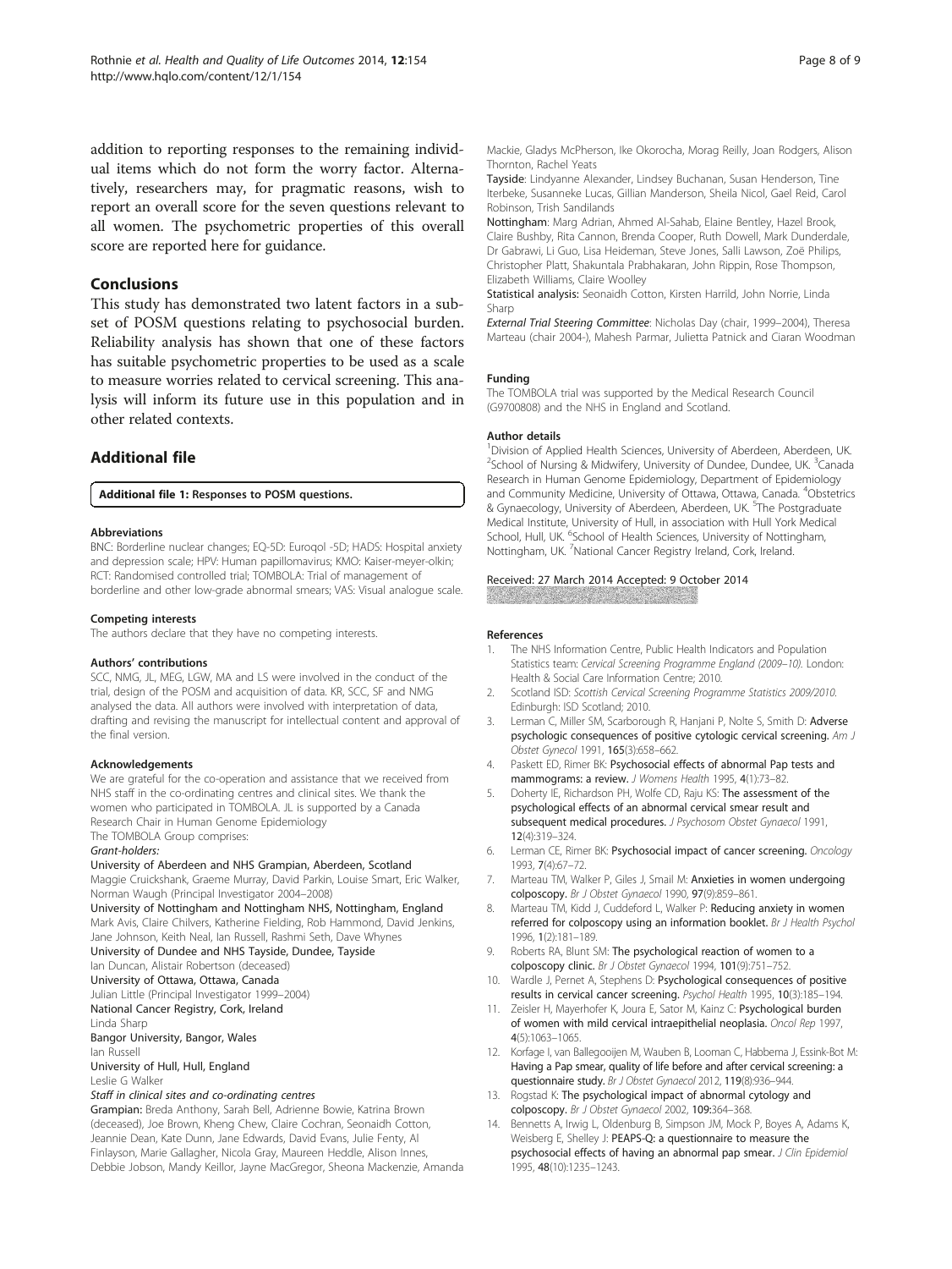addition to reporting responses to the remaining individual items which do not form the worry factor. Alternatively, researchers may, for pragmatic reasons, wish to report an overall score for the seven questions relevant to all women. The psychometric properties of this overall score are reported here for guidance.

## Conclusions

This study has demonstrated two latent factors in a subset of POSM questions relating to psychosocial burden. Reliability analysis has shown that one of these factors has suitable psychometric properties to be used as a scale to measure worries related to cervical screening. This analysis will inform its future use in this population and in other related contexts.

## Additional file

**Additional file 1: Responses to POSM questions.**

#### Abbreviations

BNC: Borderline nuclear changes; EQ-5D: Euroqol -5D; HADS: Hospital anxiety and depression scale; HPV: Human papillomavirus; KMO: Kaiser-meyer-olkin; RCT: Randomised controlled trial; TOMBOLA: Trial of management of borderline and other low-grade abnormal smears; VAS: Visual analogue scale.

#### Competing interests

The authors declare that they have no competing interests.

#### Authors' contributions

SCC, NMG, JL, MEG, LGW, MA and LS were involved in the conduct of the trial, design of the POSM and acquisition of data. KR, SCC, SF and NMG analysed the data. All authors were involved with interpretation of data, drafting and revising the manuscript for intellectual content and approval of the final version.

#### Acknowledgements

We are grateful for the co-operation and assistance that we received from NHS staff in the co-ordinating centres and clinical sites. We thank the women who participated in TOMBOLA. JL is supported by a Canada Research Chair in Human Genome Epidemiology

The TOMBOLA Group comprises:

*Grant-holders:*

University of Aberdeen and NHS Grampian, Aberdeen, Scotland

Maggie Cruickshank, Graeme Murray, David Parkin, Louise Smart, Eric Walker, Norman Waugh (Principal Investigator 2004–2008)

University of Nottingham and Nottingham NHS, Nottingham, England

Mark Avis, Claire Chilvers, Katherine Fielding, Rob Hammond, David Jenkins, Jane Johnson, Keith Neal, Ian Russell, Rashmi Seth, Dave Whynes

University of Dundee and NHS Tayside, Dundee, Tayside

Ian Duncan, Alistair Robertson (deceased)

University of Ottawa, Ottawa, Canada

Julian Little (Principal Investigator 1999–2004)

National Cancer Registry, Cork, Ireland

Linda Sharp

Bangor University, Bangor, Wales

Ian Russell

University of Hull, Hull, England

Leslie G Walker

*Staff in clinical sites and co-ordinating centres*

Grampian: Breda Anthony, Sarah Bell, Adrienne Bowie, Katrina Brown (deceased), Joe Brown, Kheng Chew, Claire Cochran, Seonaidh Cotton, Jeannie Dean, Kate Dunn, Jane Edwards, David Evans, Julie Fenty, Al Finlayson, Marie Gallagher, Nicola Gray, Maureen Heddle, Alison Innes, Debbie Jobson, Mandy Keillor, Jayne MacGregor, Sheona Mackenzie, Amanda Mackie, Gladys McPherson, Ike Okorocha, Morag Reilly, Joan Rodgers, Alison Thornton, Rachel Yeats

Tayside: Lindyanne Alexander, Lindsey Buchanan, Susan Henderson, Tine Iterbeke, Susanneke Lucas, Gillian Manderson, Sheila Nicol, Gael Reid, Carol Robinson, Trish Sandilands

Nottingham: Marg Adrian, Ahmed Al-Sahab, Elaine Bentley, Hazel Brook, Claire Bushby, Rita Cannon, Brenda Cooper, Ruth Dowell, Mark Dunderdale, Dr Gabrawi, Li Guo, Lisa Heideman, Steve Jones, Salli Lawson, Zoë Philips, Christopher Platt, Shakuntala Prabhakaran, John Rippin, Rose Thompson, Elizabeth Williams, Claire Woolley

Statistical analysis: Seonaidh Cotton, Kirsten Harrild, John Norrie, Linda Sharp

*External Trial Steering Committee*: Nicholas Day (chair, 1999–2004), Theresa Marteau (chair 2004-), Mahesh Parmar, Julietta Patnick and Ciaran Woodman

#### Funding

The TOMBOLA trial was supported by the Medical Research Council (G9700808) and the NHS in England and Scotland.

#### Author details

[1]Division of Applied Health Sciences, University of Aberdeen, Aberdeen, UK. [2]School of Nursing & Midwifery, University of Dundee, Dundee, UK. [3]Canada Research in Human Genome Epidemiology, Department of Epidemiology and Community Medicine, University of Ottawa, Ottawa, Canada. [4]Obstetrics & Gynaecology, University of Aberdeen, Aberdeen, UK. [5]The Postgraduate Medical Institute, University of Hull, in association with Hull York Medical School, Hull, UK. [6]School of Health Sciences, University of Nottingham, Nottingham, UK. [7]National Cancer Registry Ireland, Cork, Ireland.

Received: 27 March 2014 Accepted: 9 October 2014

#### References

1. The NHS Information Centre, Public Health Indicators and Population Statistics team: *Cervical Screening Programme England (2009–10).* London: Health & Social Care Information Centre; 2010.
2. Scotland ISD: *Scottish Cervical Screening Programme Statistics 2009/2010.* Edinburgh: ISD Scotland; 2010.
3. Lerman C, Miller SM, Scarborough R, Hanjani P, Nolte S, Smith D: **Adverse psychologic consequences of positive cytologic cervical screening.** *Am J Obstet Gynecol* 1991, **165**(3):658–662.
4. Paskett ED, Rimer BK: **Psychosocial effects of abnormal Pap tests and mammograms: a review.** *J Womens Health* 1995, **4**(1):73–82.
5. Doherty IE, Richardson PH, Wolfe CD, Raju KS: **The assessment of the psychological effects of an abnormal cervical smear result and subsequent medical procedures.** *J Psychosom Obstet Gynaecol* 1991, **12**(4):319–324.
6. Lerman CE, Rimer BK: **Psychosocial impact of cancer screening.** *Oncology* 1993, **7**(4):67–72.
7. Marteau TM, Walker P, Giles J, Smail M: **Anxieties in women undergoing colposcopy.** *Br J Obstet Gynaecol* 1990, **97**(9):859–861.
8. Marteau TM, Kidd J, Cuddeford L, Walker P: **Reducing anxiety in women referred for colposcopy using an information booklet.** *Br J Health Psychol* 1996, **1**(2):181–189.
9. Roberts RA, Blunt SM: **The psychological reaction of women to a colposcopy clinic.** *Br J Obstet Gynaecol* 1994, **101**(9):751–752.
10. Wardle J, Pernet A, Stephens D: **Psychological consequences of positive results in cervical cancer screening.** *Psychol Health* 1995, **10**(3):185–194.
11. Zeisler H, Mayerhofer K, Joura E, Sator M, Kainz C: **Psychological burden of women with mild cervical intraepithelial neoplasia.** *Oncol Rep* 1997, **4**(5):1063–1065.
12. Korfage I, van Ballegooijen M, Wauben B, Looman C, Habbema J, Essink-Bot M: **Having a Pap smear, quality of life before and after cervical screening: a questionnaire study.** *Br J Obstet Gynaecol* 2012, **119**(8):936–944.
13. Rogstad K: **The psychological impact of abnormal cytology and colposcopy.** *Br J Obstet Gynaecol* 2002, **109**:364–368.
14. Bennetts A, Irwig L, Oldenburg B, Simpson JM, Mock P, Boyes A, Adams K, Weisberg E, Shelley J: **PEAPS-Q: a questionnaire to measure the psychosocial effects of having an abnormal pap smear.** *J Clin Epidemiol* 1995, **48**(10):1235–1243.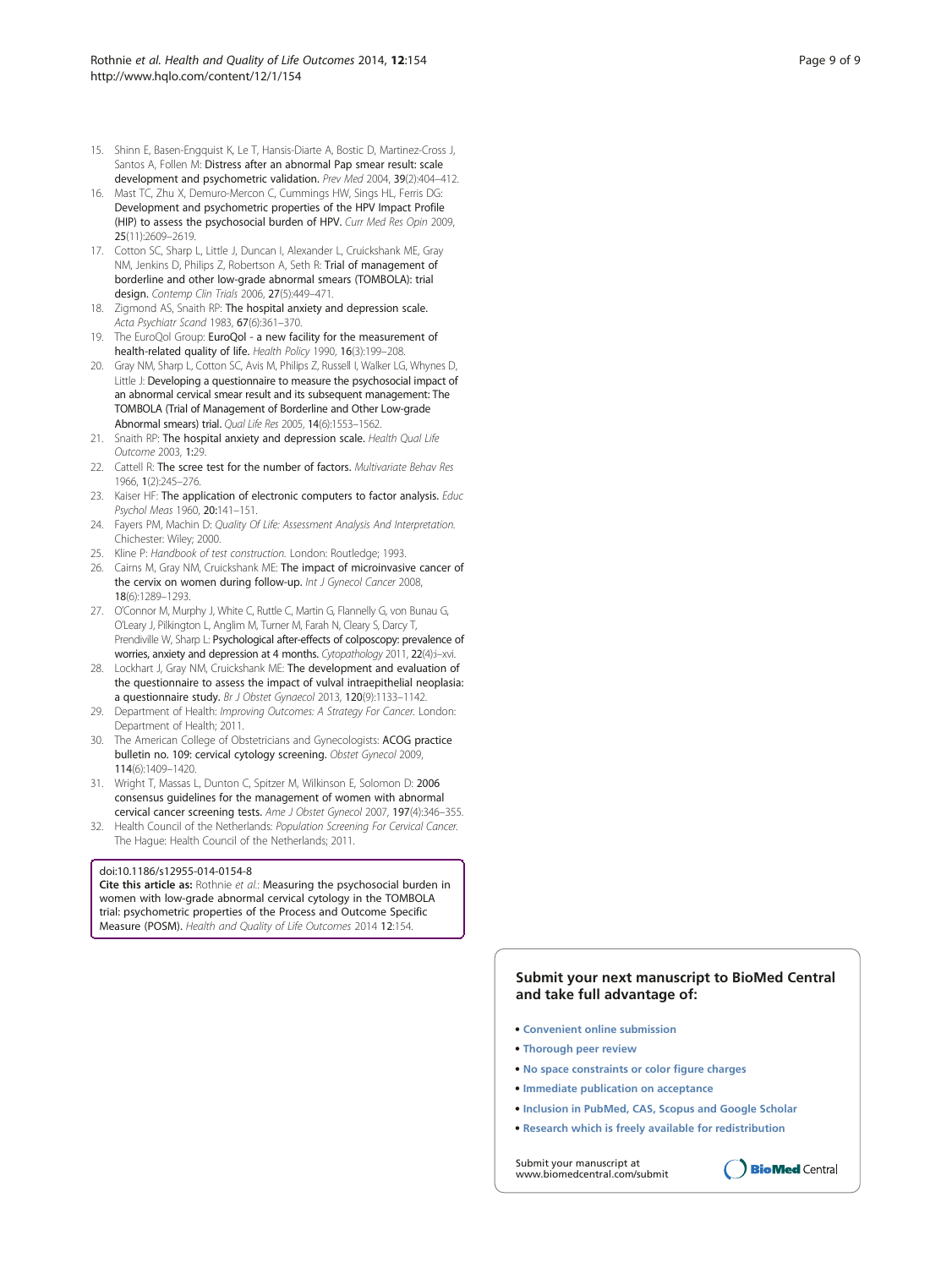15. Shinn E, Basen-Engquist K, Le T, Hansis-Diarte A, Bostic D, Martinez-Cross J, Santos A, Follen M: **Distress after an abnormal Pap smear result: scale development and psychometric validation.** *Prev Med* 2004, **39**(2):404–412.
16. Mast TC, Zhu X, Demuro-Mercon C, Cummings HW, Sings HL, Ferris DG: **Development and psychometric properties of the HPV Impact Profile (HIP) to assess the psychosocial burden of HPV.** *Curr Med Res Opin* 2009, **25**(11):2609–2619.
17. Cotton SC, Sharp L, Little J, Duncan I, Alexander L, Cruickshank ME, Gray NM, Jenkins D, Philips Z, Robertson A, Seth R: **Trial of management of borderline and other low-grade abnormal smears (TOMBOLA): trial design.** *Contemp Clin Trials* 2006, **27**(5):449–471.
18. Zigmond AS, Snaith RP: **The hospital anxiety and depression scale.** *Acta Psychiatr Scand* 1983, **67**(6):361–370.
19. The EuroQol Group: **EuroQol - a new facility for the measurement of health-related quality of life.** *Health Policy* 1990, **16**(3):199–208.
20. Gray NM, Sharp L, Cotton SC, Avis M, Philips Z, Russell I, Walker LG, Whynes D, Little J: **Developing a questionnaire to measure the psychosocial impact of an abnormal cervical smear result and its subsequent management: The TOMBOLA (Trial of Management of Borderline and Other Low-grade Abnormal smears) trial.** *Qual Life Res* 2005, **14**(6):1553–1562.
21. Snaith RP: **The hospital anxiety and depression scale.** *Health Qual Life Outcome* 2003, **1**:29.
22. Cattell R: **The scree test for the number of factors.** *Multivariate Behav Res* 1966, **1**(2):245–276.
23. Kaiser HF: **The application of electronic computers to factor analysis.** *Educ Psychol Meas* 1960, **20**:141–151.
24. Fayers PM, Machin D: *Quality Of Life: Assessment Analysis And Interpretation.* Chichester: Wiley; 2000.
25. Kline P: *Handbook of test construction.* London: Routledge; 1993.
26. Cairns M, Gray NM, Cruickshank ME: **The impact of microinvasive cancer of the cervix on women during follow-up.** *Int J Gynecol Cancer* 2008, **18**(6):1289–1293.
27. O'Connor M, Murphy J, White C, Ruttle C, Martin G, Flannelly G, von Bunau G, O'Leary J, Pilkington L, Anglim M, Turner M, Farah N, Cleary S, Darcy T, Prendiville W, Sharp L: **Psychological after-effects of colposcopy: prevalence of worries, anxiety and depression at 4 months.** *Cytopathology* 2011, **22**(4):i–xvi.
28. Lockhart J, Gray NM, Cruickshank ME: **The development and evaluation of the questionnaire to assess the impact of vulval intraepithelial neoplasia: a questionnaire study.** *Br J Obstet Gynaecol* 2013, **120**(9):1133–1142.
29. Department of Health: *Improving Outcomes: A Strategy For Cancer.* London: Department of Health; 2011.
30. The American College of Obstetricians and Gynecologists: **ACOG practice bulletin no. 109: cervical cytology screening.** *Obstet Gynecol* 2009, **114**(6):1409–1420.
31. Wright T, Massas L, Dunton C, Spitzer M, Wilkinson E, Solomon D: **2006 consensus guidelines for the management of women with abnormal cervical cancer screening tests.** *Ame J Obstet Gynecol* 2007, **197**(4):346–355.
32. Health Council of the Netherlands: *Population Screening For Cervical Cancer.* The Hague: Health Council of the Netherlands; 2011.

doi:10.1186/s12955-014-0154-8

**Cite this article as:** Rothnie *et al.*: Measuring the psychosocial burden in women with low-grade abnormal cervical cytology in the TOMBOLA trial: psychometric properties of the Process and Outcome Specific Measure (POSM). *Health and Quality of Life Outcomes* 2014 **12**:154.

**Submit your next manuscript to BioMed Central and take full advantage of:**

- **Convenient online submission**
- **Thorough peer review**
- **No space constraints or color figure charges**
- **Immediate publication on acceptance**
- **Inclusion in PubMed, CAS, Scopus and Google Scholar**
- **Research which is freely available for redistribution**

Submit your manuscript at www.biomedcentral.com/submit

BioMed Central